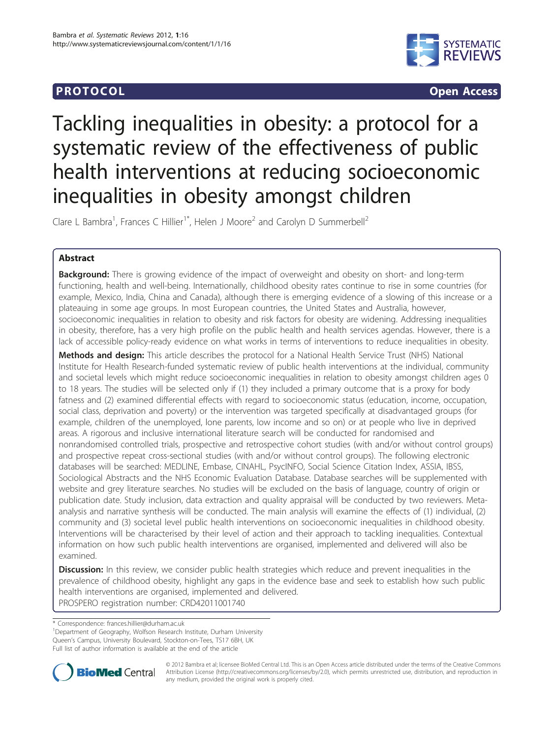**PROTOCOL** **Open Access**

# Tackling inequalities in obesity: a protocol for a systematic review of the effectiveness of public health interventions at reducing socioeconomic inequalities in obesity amongst children

Clare L Bambra[1], Frances C Hillier[1*], Helen J Moore[2] and Carolyn D Summerbell[2]

## Abstract

**Background:** There is growing evidence of the impact of overweight and obesity on short- and long-term functioning, health and well-being. Internationally, childhood obesity rates continue to rise in some countries (for example, Mexico, India, China and Canada), although there is emerging evidence of a slowing of this increase or a plateauing in some age groups. In most European countries, the United States and Australia, however, socioeconomic inequalities in relation to obesity and risk factors for obesity are widening. Addressing inequalities in obesity, therefore, has a very high profile on the public health and health services agendas. However, there is a lack of accessible policy-ready evidence on what works in terms of interventions to reduce inequalities in obesity.

**Methods and design:** This article describes the protocol for a National Health Service Trust (NHS) National Institute for Health Research-funded systematic review of public health interventions at the individual, community and societal levels which might reduce socioeconomic inequalities in relation to obesity amongst children ages 0 to 18 years. The studies will be selected only if (1) they included a primary outcome that is a proxy for body fatness and (2) examined differential effects with regard to socioeconomic status (education, income, occupation, social class, deprivation and poverty) or the intervention was targeted specifically at disadvantaged groups (for example, children of the unemployed, lone parents, low income and so on) or at people who live in deprived areas. A rigorous and inclusive international literature search will be conducted for randomised and nonrandomised controlled trials, prospective and retrospective cohort studies (with and/or without control groups) and prospective repeat cross-sectional studies (with and/or without control groups). The following electronic databases will be searched: MEDLINE, Embase, CINAHL, PsycINFO, Social Science Citation Index, ASSIA, IBSS, Sociological Abstracts and the NHS Economic Evaluation Database. Database searches will be supplemented with website and grey literature searches. No studies will be excluded on the basis of language, country of origin or publication date. Study inclusion, data extraction and quality appraisal will be conducted by two reviewers. Meta-analysis and narrative synthesis will be conducted. The main analysis will examine the effects of (1) individual, (2) community and (3) societal level public health interventions on socioeconomic inequalities in childhood obesity. Interventions will be characterised by their level of action and their approach to tackling inequalities. Contextual information on how such public health interventions are organised, implemented and delivered will also be examined.

**Discussion:** In this review, we consider public health strategies which reduce and prevent inequalities in the prevalence of childhood obesity, highlight any gaps in the evidence base and seek to establish how such public health interventions are organised, implemented and delivered.

PROSPERO registration number: CRD42011001740

\* Correspondence: frances.hillier@durham.ac.uk
[1]Department of Geography, Wolfson Research Institute, Durham University Queen's Campus, University Boulevard, Stockton-on-Tees, TS17 6BH, UK
Full list of author information is available at the end of the article

© 2012 Bambra et al; licensee BioMed Central Ltd. This is an Open Access article distributed under the terms of the Creative Commons Attribution License (http://creativecommons.org/licenses/by/2.0), which permits unrestricted use, distribution, and reproduction in any medium, provided the original work is properly cited.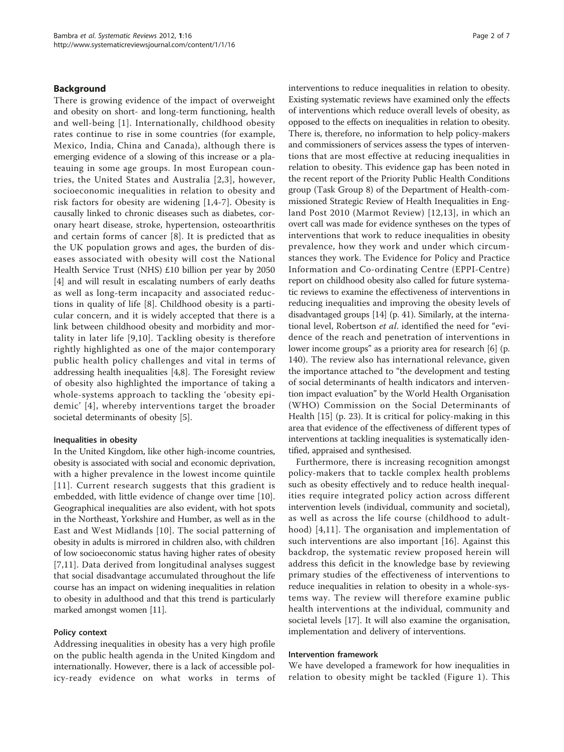## Background

There is growing evidence of the impact of overweight and obesity on short- and long-term functioning, health and well-being [1]. Internationally, childhood obesity rates continue to rise in some countries (for example, Mexico, India, China and Canada), although there is emerging evidence of a slowing of this increase or a plateauing in some age groups. In most European countries, the United States and Australia [2,3], however, socioeconomic inequalities in relation to obesity and risk factors for obesity are widening [1,4-7]. Obesity is causally linked to chronic diseases such as diabetes, coronary heart disease, stroke, hypertension, osteoarthritis and certain forms of cancer [8]. It is predicted that as the UK population grows and ages, the burden of diseases associated with obesity will cost the National Health Service Trust (NHS) £10 billion per year by 2050 [4] and will result in escalating numbers of early deaths as well as long-term incapacity and associated reductions in quality of life [8]. Childhood obesity is a particular concern, and it is widely accepted that there is a link between childhood obesity and morbidity and mortality in later life [9,10]. Tackling obesity is therefore rightly highlighted as one of the major contemporary public health policy challenges and vital in terms of addressing health inequalities [4,8]. The Foresight review of obesity also highlighted the importance of taking a whole-systems approach to tackling the 'obesity epidemic' [4], whereby interventions target the broader societal determinants of obesity [5].

### Inequalities in obesity

In the United Kingdom, like other high-income countries, obesity is associated with social and economic deprivation, with a higher prevalence in the lowest income quintile [11]. Current research suggests that this gradient is embedded, with little evidence of change over time [10]. Geographical inequalities are also evident, with hot spots in the Northeast, Yorkshire and Humber, as well as in the East and West Midlands [10]. The social patterning of obesity in adults is mirrored in children also, with children of low socioeconomic status having higher rates of obesity [7,11]. Data derived from longitudinal analyses suggest that social disadvantage accumulated throughout the life course has an impact on widening inequalities in relation to obesity in adulthood and that this trend is particularly marked amongst women [11].

### Policy context

Addressing inequalities in obesity has a very high profile on the public health agenda in the United Kingdom and internationally. However, there is a lack of accessible policy-ready evidence on what works in terms of interventions to reduce inequalities in relation to obesity. Existing systematic reviews have examined only the effects of interventions which reduce overall levels of obesity, as opposed to the effects on inequalities in relation to obesity. There is, therefore, no information to help policy-makers and commissioners of services assess the types of interventions that are most effective at reducing inequalities in relation to obesity. This evidence gap has been noted in the recent report of the Priority Public Health Conditions group (Task Group 8) of the Department of Health-commissioned Strategic Review of Health Inequalities in England Post 2010 (Marmot Review) [12,13], in which an overt call was made for evidence syntheses on the types of interventions that work to reduce inequalities in obesity prevalence, how they work and under which circumstances they work. The Evidence for Policy and Practice Information and Co-ordinating Centre (EPPI-Centre) report on childhood obesity also called for future systematic reviews to examine the effectiveness of interventions in reducing inequalities and improving the obesity levels of disadvantaged groups [14] (p. 41). Similarly, at the international level, Robertson *et al.* identified the need for "evidence of the reach and penetration of interventions in lower income groups" as a priority area for research [6] (p. 140). The review also has international relevance, given the importance attached to "the development and testing of social determinants of health indicators and intervention impact evaluation" by the World Health Organisation (WHO) Commission on the Social Determinants of Health [15] (p. 23). It is critical for policy-making in this area that evidence of the effectiveness of different types of interventions at tackling inequalities is systematically identified, appraised and synthesised.

Furthermore, there is increasing recognition amongst policy-makers that to tackle complex health problems such as obesity effectively and to reduce health inequalities require integrated policy action across different intervention levels (individual, community and societal), as well as across the life course (childhood to adulthood) [4,11]. The organisation and implementation of such interventions are also important [16]. Against this backdrop, the systematic review proposed herein will address this deficit in the knowledge base by reviewing primary studies of the effectiveness of interventions to reduce inequalities in relation to obesity in a whole-systems way. The review will therefore examine public health interventions at the individual, community and societal levels [17]. It will also examine the organisation, implementation and delivery of interventions.

### Intervention framework

We have developed a framework for how inequalities in relation to obesity might be tackled (Figure 1). This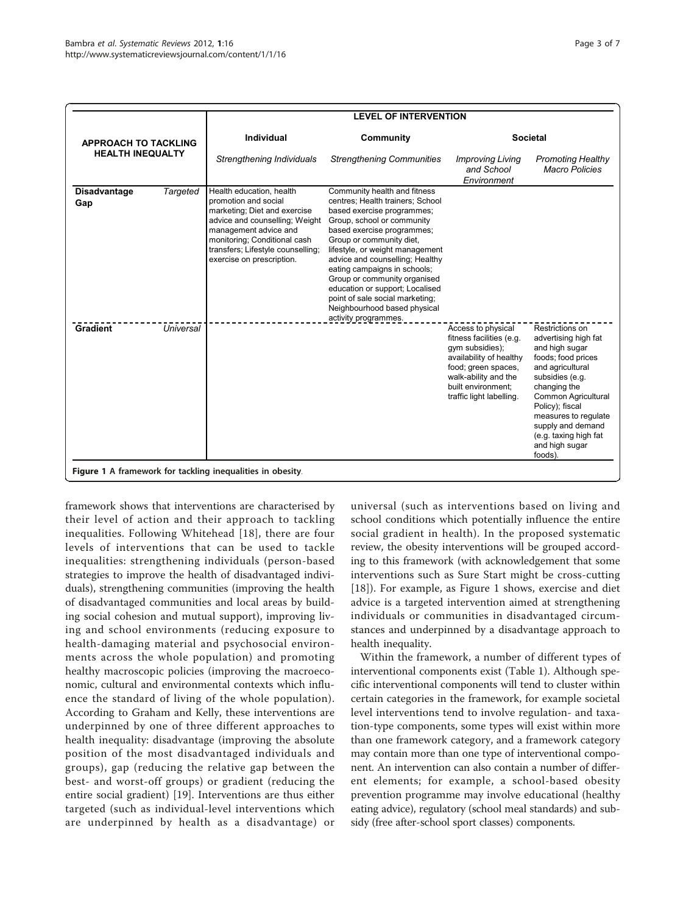| APPROACH TO TACKLING HEALTH INEQUALTY | | LEVEL OF INTERVENTION | | | |
|---|---|---|---|---|---|
| | | **Individual** | **Community** | **Societal** | |
| | | *Strengthening Individuals* | *Strengthening Communities* | *Improving Living and School Environment* | *Promoting Healthy Macro Policies* |
| **Disadvantage Gap** | *Targeted* | Health education, health promotion and social marketing; Diet and exercise advice and counselling; Weight management advice and monitoring; Conditional cash transfers; Lifestyle counselling; exercise on prescription. | Community health and fitness centres; Health trainers; School based exercise programmes; Group, school or community based exercise programmes; Group or community diet, lifestyle, or weight management advice and counselling; Healthy eating campaigns in schools; Group or community organised education or support; Localised point of sale social marketing; Neighbourhood based physical activity programmes. | | |
| **Gradient** | *Universal* | | | Access to physical fitness facilities (e.g. gym subsidies); availability of healthy food; green spaces, walk-ability and the built environment; traffic light labelling. | Restrictions on advertising high fat and high sugar foods; food prices and agricultural subsidies (e.g. changing the Common Agricultural Policy); fiscal measures to regulate supply and demand (e.g. taxing high fat and high sugar foods). |

**Figure 1** A framework for tackling inequalities in obesity.

framework shows that interventions are characterised by their level of action and their approach to tackling inequalities. Following Whitehead [18], there are four levels of interventions that can be used to tackle inequalities: strengthening individuals (person-based strategies to improve the health of disadvantaged individuals), strengthening communities (improving the health of disadvantaged communities and local areas by building social cohesion and mutual support), improving living and school environments (reducing exposure to health-damaging material and psychosocial environments across the whole population) and promoting healthy macroscopic policies (improving the macroeconomic, cultural and environmental contexts which influence the standard of living of the whole population). According to Graham and Kelly, these interventions are underpinned by one of three different approaches to health inequality: disadvantage (improving the absolute position of the most disadvantaged individuals and groups), gap (reducing the relative gap between the best- and worst-off groups) or gradient (reducing the entire social gradient) [19]. Interventions are thus either targeted (such as individual-level interventions which are underpinned by health as a disadvantage) or universal (such as interventions based on living and school conditions which potentially influence the entire social gradient in health). In the proposed systematic review, the obesity interventions will be grouped according to this framework (with acknowledgement that some interventions such as Sure Start might be cross-cutting [18]). For example, as Figure 1 shows, exercise and diet advice is a targeted intervention aimed at strengthening individuals or communities in disadvantaged circumstances and underpinned by a disadvantage approach to health inequality.

Within the framework, a number of different types of interventional components exist (Table 1). Although specific interventional components will tend to cluster within certain categories in the framework, for example societal level interventions tend to involve regulation- and taxation-type components, some types will exist within more than one framework category, and a framework category may contain more than one type of interventional component. An intervention can also contain a number of different elements; for example, a school-based obesity prevention programme may involve educational (healthy eating advice), regulatory (school meal standards) and subsidy (free after-school sport classes) components.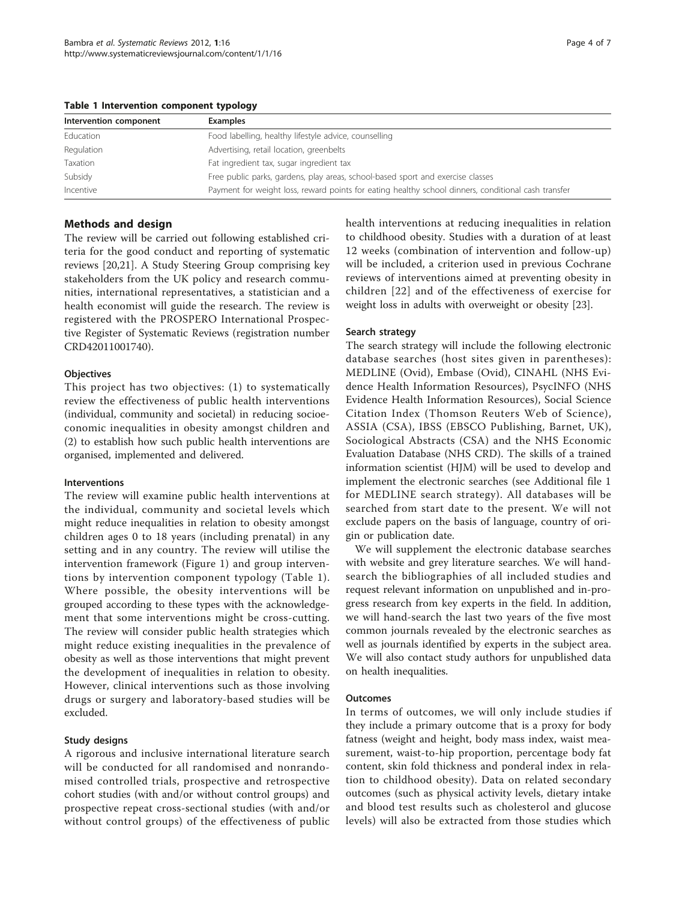**Table 1 Intervention component typology**

| Intervention component | Examples |
|---|---|
| Education | Food labelling, healthy lifestyle advice, counselling |
| Regulation | Advertising, retail location, greenbelts |
| Taxation | Fat ingredient tax, sugar ingredient tax |
| Subsidy | Free public parks, gardens, play areas, school-based sport and exercise classes |
| Incentive | Payment for weight loss, reward points for eating healthy school dinners, conditional cash transfer |

## Methods and design

The review will be carried out following established criteria for the good conduct and reporting of systematic reviews [20,21]. A Study Steering Group comprising key stakeholders from the UK policy and research communities, international representatives, a statistician and a health economist will guide the research. The review is registered with the PROSPERO International Prospective Register of Systematic Reviews (registration number CRD42011001740).

### Objectives

This project has two objectives: (1) to systematically review the effectiveness of public health interventions (individual, community and societal) in reducing socioeconomic inequalities in obesity amongst children and (2) to establish how such public health interventions are organised, implemented and delivered.

### Interventions

The review will examine public health interventions at the individual, community and societal levels which might reduce inequalities in relation to obesity amongst children ages 0 to 18 years (including prenatal) in any setting and in any country. The review will utilise the intervention framework (Figure 1) and group interventions by intervention component typology (Table 1). Where possible, the obesity interventions will be grouped according to these types with the acknowledgement that some interventions might be cross-cutting. The review will consider public health strategies which might reduce existing inequalities in the prevalence of obesity as well as those interventions that might prevent the development of inequalities in relation to obesity. However, clinical interventions such as those involving drugs or surgery and laboratory-based studies will be excluded.

### Study designs

A rigorous and inclusive international literature search will be conducted for all randomised and nonrandomised controlled trials, prospective and retrospective cohort studies (with and/or without control groups) and prospective repeat cross-sectional studies (with and/or without control groups) of the effectiveness of public health interventions at reducing inequalities in relation to childhood obesity. Studies with a duration of at least 12 weeks (combination of intervention and follow-up) will be included, a criterion used in previous Cochrane reviews of interventions aimed at preventing obesity in children [22] and of the effectiveness of exercise for weight loss in adults with overweight or obesity [23].

### Search strategy

The search strategy will include the following electronic database searches (host sites given in parentheses): MEDLINE (Ovid), Embase (Ovid), CINAHL (NHS Evidence Health Information Resources), PsycINFO (NHS Evidence Health Information Resources), Social Science Citation Index (Thomson Reuters Web of Science), ASSIA (CSA), IBSS (EBSCO Publishing, Barnet, UK), Sociological Abstracts (CSA) and the NHS Economic Evaluation Database (NHS CRD). The skills of a trained information scientist (HJM) will be used to develop and implement the electronic searches (see Additional file 1 for MEDLINE search strategy). All databases will be searched from start date to the present. We will not exclude papers on the basis of language, country of origin or publication date.

We will supplement the electronic database searches with website and grey literature searches. We will hand-search the bibliographies of all included studies and request relevant information on unpublished and in-progress research from key experts in the field. In addition, we will hand-search the last two years of the five most common journals revealed by the electronic searches as well as journals identified by experts in the subject area. We will also contact study authors for unpublished data on health inequalities.

### Outcomes

In terms of outcomes, we will only include studies if they include a primary outcome that is a proxy for body fatness (weight and height, body mass index, waist measurement, waist-to-hip proportion, percentage body fat content, skin fold thickness and ponderal index in relation to childhood obesity). Data on related secondary outcomes (such as physical activity levels, dietary intake and blood test results such as cholesterol and glucose levels) will also be extracted from those studies which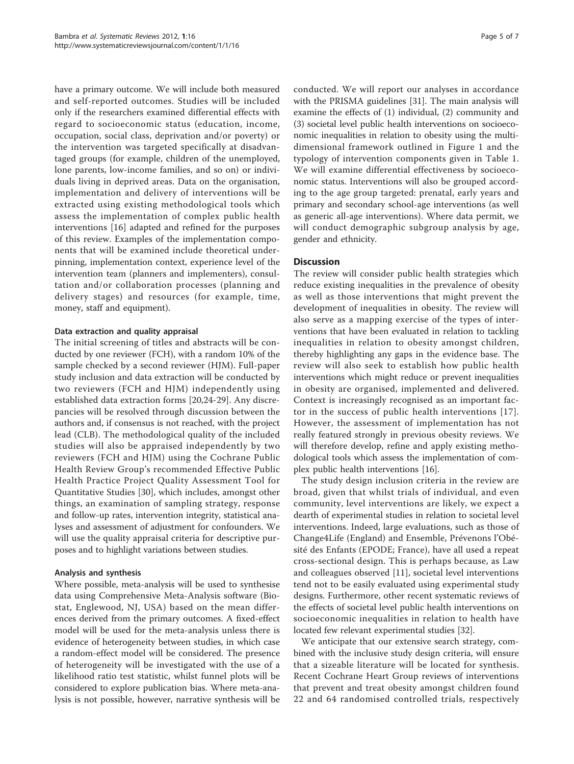have a primary outcome. We will include both measured and self-reported outcomes. Studies will be included only if the researchers examined differential effects with regard to socioeconomic status (education, income, occupation, social class, deprivation and/or poverty) or the intervention was targeted specifically at disadvantaged groups (for example, children of the unemployed, lone parents, low-income families, and so on) or individuals living in deprived areas. Data on the organisation, implementation and delivery of interventions will be extracted using existing methodological tools which assess the implementation of complex public health interventions [16] adapted and refined for the purposes of this review. Examples of the implementation components that will be examined include theoretical underpinning, implementation context, experience level of the intervention team (planners and implementers), consultation and/or collaboration processes (planning and delivery stages) and resources (for example, time, money, staff and equipment).

#### Data extraction and quality appraisal

The initial screening of titles and abstracts will be conducted by one reviewer (FCH), with a random 10% of the sample checked by a second reviewer (HJM). Full-paper study inclusion and data extraction will be conducted by two reviewers (FCH and HJM) independently using established data extraction forms [20,24-29]. Any discrepancies will be resolved through discussion between the authors and, if consensus is not reached, with the project lead (CLB). The methodological quality of the included studies will also be appraised independently by two reviewers (FCH and HJM) using the Cochrane Public Health Review Group's recommended Effective Public Health Practice Project Quality Assessment Tool for Quantitative Studies [30], which includes, amongst other things, an examination of sampling strategy, response and follow-up rates, intervention integrity, statistical analyses and assessment of adjustment for confounders. We will use the quality appraisal criteria for descriptive purposes and to highlight variations between studies.

#### Analysis and synthesis

Where possible, meta-analysis will be used to synthesise data using Comprehensive Meta-Analysis software (Biostat, Englewood, NJ, USA) based on the mean differences derived from the primary outcomes. A fixed-effect model will be used for the meta-analysis unless there is evidence of heterogeneity between studies, in which case a random-effect model will be considered. The presence of heterogeneity will be investigated with the use of a likelihood ratio test statistic, whilst funnel plots will be considered to explore publication bias. Where meta-analysis is not possible, however, narrative synthesis will be conducted. We will report our analyses in accordance with the PRISMA guidelines [31]. The main analysis will examine the effects of (1) individual, (2) community and (3) societal level public health interventions on socioeconomic inequalities in relation to obesity using the multidimensional framework outlined in Figure 1 and the typology of intervention components given in Table 1. We will examine differential effectiveness by socioeconomic status. Interventions will also be grouped according to the age group targeted: prenatal, early years and primary and secondary school-age interventions (as well as generic all-age interventions). Where data permit, we will conduct demographic subgroup analysis by age, gender and ethnicity.

## Discussion

The review will consider public health strategies which reduce existing inequalities in the prevalence of obesity as well as those interventions that might prevent the development of inequalities in obesity. The review will also serve as a mapping exercise of the types of interventions that have been evaluated in relation to tackling inequalities in relation to obesity amongst children, thereby highlighting any gaps in the evidence base. The review will also seek to establish how public health interventions which might reduce or prevent inequalities in obesity are organised, implemented and delivered. Context is increasingly recognised as an important factor in the success of public health interventions [17]. However, the assessment of implementation has not really featured strongly in previous obesity reviews. We will therefore develop, refine and apply existing methodological tools which assess the implementation of complex public health interventions [16].

The study design inclusion criteria in the review are broad, given that whilst trials of individual, and even community, level interventions are likely, we expect a dearth of experimental studies in relation to societal level interventions. Indeed, large evaluations, such as those of Change4Life (England) and Ensemble, Prévenons l'Obésité des Enfants (EPODE; France), have all used a repeat cross-sectional design. This is perhaps because, as Law and colleagues observed [11], societal level interventions tend not to be easily evaluated using experimental study designs. Furthermore, other recent systematic reviews of the effects of societal level public health interventions on socioeconomic inequalities in relation to health have located few relevant experimental studies [32].

We anticipate that our extensive search strategy, combined with the inclusive study design criteria, will ensure that a sizeable literature will be located for synthesis. Recent Cochrane Heart Group reviews of interventions that prevent and treat obesity amongst children found 22 and 64 randomised controlled trials, respectively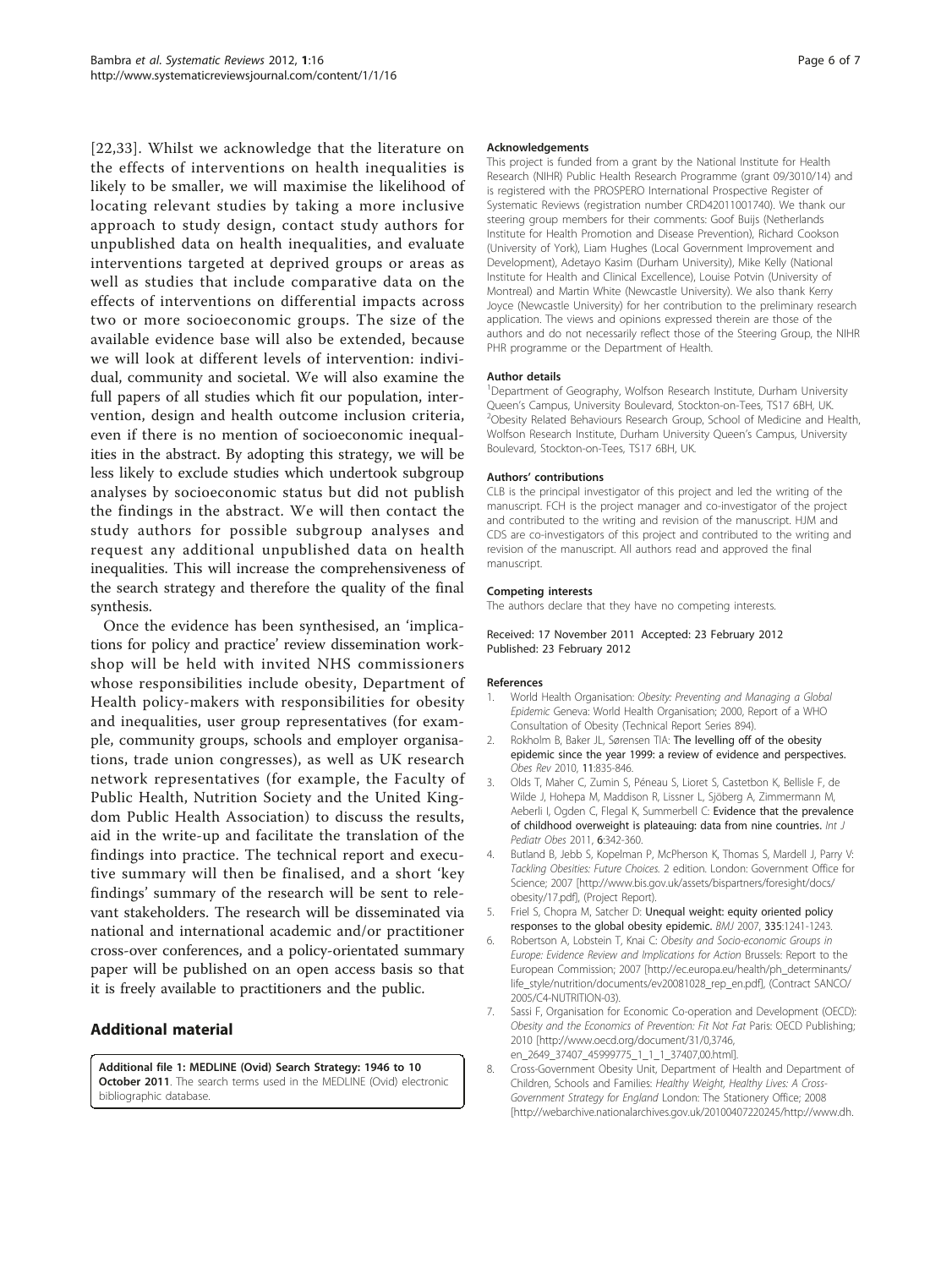[22,33]. Whilst we acknowledge that the literature on the effects of interventions on health inequalities is likely to be smaller, we will maximise the likelihood of locating relevant studies by taking a more inclusive approach to study design, contact study authors for unpublished data on health inequalities, and evaluate interventions targeted at deprived groups or areas as well as studies that include comparative data on the effects of interventions on differential impacts across two or more socioeconomic groups. The size of the available evidence base will also be extended, because we will look at different levels of intervention: individual, community and societal. We will also examine the full papers of all studies which fit our population, intervention, design and health outcome inclusion criteria, even if there is no mention of socioeconomic inequalities in the abstract. By adopting this strategy, we will be less likely to exclude studies which undertook subgroup analyses by socioeconomic status but did not publish the findings in the abstract. We will then contact the study authors for possible subgroup analyses and request any additional unpublished data on health inequalities. This will increase the comprehensiveness of the search strategy and therefore the quality of the final synthesis.

Once the evidence has been synthesised, an 'implications for policy and practice' review dissemination workshop will be held with invited NHS commissioners whose responsibilities include obesity, Department of Health policy-makers with responsibilities for obesity and inequalities, user group representatives (for example, community groups, schools and employer organisations, trade union congresses), as well as UK research network representatives (for example, the Faculty of Public Health, Nutrition Society and the United Kingdom Public Health Association) to discuss the results, aid in the write-up and facilitate the translation of the findings into practice. The technical report and executive summary will then be finalised, and a short 'key findings' summary of the research will be sent to relevant stakeholders. The research will be disseminated via national and international academic and/or practitioner cross-over conferences, and a policy-orientated summary paper will be published on an open access basis so that it is freely available to practitioners and the public.

## Additional material

**Additional file 1: MEDLINE (Ovid) Search Strategy: 1946 to 10 October 2011**. The search terms used in the MEDLINE (Ovid) electronic bibliographic database.

#### Acknowledgements

This project is funded from a grant by the National Institute for Health Research (NIHR) Public Health Research Programme (grant 09/3010/14) and is registered with the PROSPERO International Prospective Register of Systematic Reviews (registration number CRD42011001740). We thank our steering group members for their comments: Goof Buijs (Netherlands Institute for Health Promotion and Disease Prevention), Richard Cookson (University of York), Liam Hughes (Local Government Improvement and Development), Adetayo Kasim (Durham University), Mike Kelly (National Institute for Health and Clinical Excellence), Louise Potvin (University of Montreal) and Martin White (Newcastle University). We also thank Kerry Joyce (Newcastle University) for her contribution to the preliminary research application. The views and opinions expressed therein are those of the authors and do not necessarily reflect those of the Steering Group, the NIHR PHR programme or the Department of Health.

#### Author details

[1]Department of Geography, Wolfson Research Institute, Durham University Queen's Campus, University Boulevard, Stockton-on-Tees, TS17 6BH, UK. [2]Obesity Related Behaviours Research Group, School of Medicine and Health, Wolfson Research Institute, Durham University Queen's Campus, University Boulevard, Stockton-on-Tees, TS17 6BH, UK.

#### Authors' contributions

CLB is the principal investigator of this project and led the writing of the manuscript. FCH is the project manager and co-investigator of the project and contributed to the writing and revision of the manuscript. HJM and CDS are co-investigators of this project and contributed to the writing and revision of the manuscript. All authors read and approved the final manuscript.

#### Competing interests

The authors declare that they have no competing interests.

Received: 17 November 2011 Accepted: 23 February 2012
Published: 23 February 2012

#### References

1. World Health Organisation: *Obesity: Preventing and Managing a Global Epidemic* Geneva: World Health Organisation; 2000, Report of a WHO Consultation of Obesity (Technical Report Series 894).
2. Rokholm B, Baker JL, Sørensen TIA: **The levelling off of the obesity epidemic since the year 1999: a review of evidence and perspectives.** *Obes Rev* 2010, **11**:835-846.
3. Olds T, Maher C, Zumin S, Péneau S, Lioret S, Castetbon K, Bellisle F, de Wilde J, Hohepa M, Maddison R, Lissner L, Sjöberg A, Zimmermann M, Aeberli I, Ogden C, Flegal K, Summerbell C: **Evidence that the prevalence of childhood overweight is plateauing: data from nine countries.** *Int J Pediatr Obes* 2011, **6**:342-360.
4. Butland B, Jebb S, Kopelman P, McPherson K, Thomas S, Mardell J, Parry V: *Tackling Obesities: Future Choices.* 2 edition. London: Government Office for Science; 2007 [http://www.bis.gov.uk/assets/bispartners/foresight/docs/obesity/17.pdf], (Project Report).
5. Friel S, Chopra M, Satcher D: **Unequal weight: equity oriented policy responses to the global obesity epidemic.** *BMJ* 2007, **335**:1241-1243.
6. Robertson A, Lobstein T, Knai C: *Obesity and Socio-economic Groups in Europe: Evidence Review and Implications for Action* Brussels: Report to the European Commission; 2007 [http://ec.europa.eu/health/ph_determinants/life_style/nutrition/documents/ev20081028_rep_en.pdf], (Contract SANCO/2005/C4-NUTRITION-03).
7. Sassi F, Organisation for Economic Co-operation and Development (OECD): *Obesity and the Economics of Prevention: Fit Not Fat* Paris: OECD Publishing; 2010 [http://www.oecd.org/document/31/0,3746,en_2649_37407_45999775_1_1_1_37407,00.html].
8. Cross-Government Obesity Unit, Department of Health and Department of Children, Schools and Families: *Healthy Weight, Healthy Lives: A Cross-Government Strategy for England* London: The Stationery Office; 2008 [http://webarchive.nationalarchives.gov.uk/20100407220245/http://www.dh.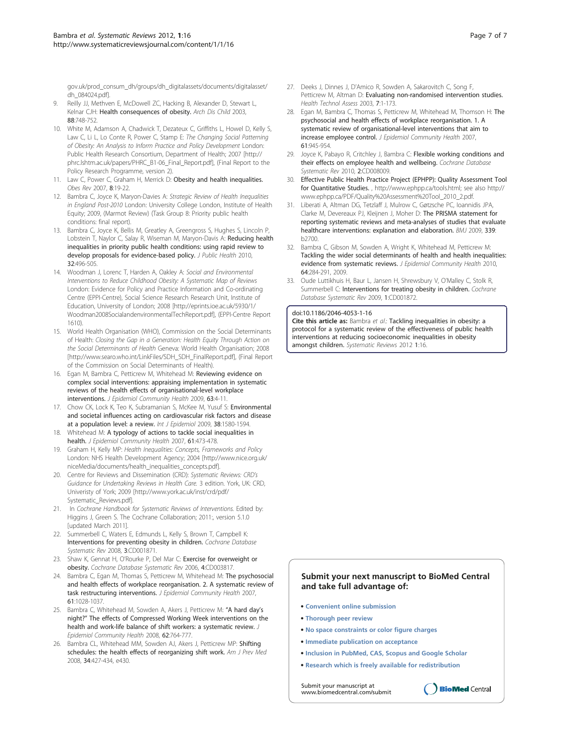gov.uk/prod_consum_dh/groups/dh_digitalassets/documents/digitalasset/dh_084024.pdf].

9. Reilly JJ, Methven E, McDowell ZC, Hacking B, Alexander D, Stewart L, Kelnar CJH: **Health consequences of obesity.** *Arch Dis Child* 2003, **88**:748-752.
10. White M, Adamson A, Chadwick T, Dezateux C, Griffiths L, Howel D, Kelly S, Law C, Li L, Lo Conte R, Power C, Stamp E: *The Changing Social Patterning of Obesity: An Analysis to Inform Practice and Policy Development* London: Public Health Research Consortium, Department of Health; 2007 [http://phrc.lshtm.ac.uk/papers/PHRC_B1-06_Final_Report.pdf], (Final Report to the Policy Research Programme, version 2).
11. Law C, Power C, Graham H, Merrick D: **Obesity and health inequalities.** *Obes Rev* 2007, **8**:19-22.
12. Bambra C, Joyce K, Maryon-Davies A: *Strategic Review of Health Inequalities in England Post-2010* London: University College London, Institute of Health Equity; 2009, (Marmot Review) (Task Group 8: Priority public health conditions: final report).
13. Bambra C, Joyce K, Bellis M, Greatley A, Greengross S, Hughes S, Lincoln P, Lobstein T, Naylor C, Salay R, Wiseman M, Maryon-Davis A: **Reducing health inequalities in priority public health conditions: using rapid review to develop proposals for evidence-based policy.** *J Public Health* 2010, **32**:496-505.
14. Woodman J, Lorenc T, Harden A, Oakley A: *Social and Environmental Interventions to Reduce Childhood Obesity: A Systematic Map of Reviews* London: Evidence for Policy and Practice Information and Co-ordinating Centre (EPPI-Centre), Social Science Research Research Unit, Institute of Education, University of London; 2008 [http://eprints.ioe.ac.uk/5930/1/Woodman2008SocialandenvironmentalTechReport.pdf], (EPPI-Centre Report 1610).
15. World Health Organisation (WHO), Commission on the Social Determinants of Health: *Closing the Gap in a Generation: Health Equity Through Action on the Social Determinants of Health* Geneva: World Health Organisation; 2008 [http://www.searo.who.int/LinkFiles/SDH_SDH_FinalReport.pdf], (Final Report of the Commission on Social Determinants of Health).
16. Egan M, Bambra C, Petticrew M, Whitehead M: **Reviewing evidence on complex social interventions: appraising implementation in systematic reviews of the health effects of organisational-level workplace interventions.** *J Epidemiol Community Health* 2009, **63**:4-11.
17. Chow CK, Lock K, Teo K, Subramanian S, McKee M, Yusuf S: **Environmental and societal influences acting on cardiovascular risk factors and disease at a population level: a review.** *Int J Epidemiol* 2009, **38**:1580-1594.
18. Whitehead M: **A typology of actions to tackle social inequalities in health.** *J Epidemiol Community Health* 2007, **61**:473-478.
19. Graham H, Kelly MP: *Health Inequalities: Concepts, Frameworks and Policy* London: NHS Health Development Agency; 2004 [http://www.nice.org.uk/niceMedia/documents/health_inequalities_concepts.pdf].
20. Centre for Reviews and Dissemination (CRD): *Systematic Reviews: CRD's Guidance for Undertaking Reviews in Health Care.* 3 edition. York, UK: CRD, Univeristy of York; 2009 [http://www.york.ac.uk/inst/crd/pdf/Systematic_Reviews.pdf].
21. In *Cochrane Handbook for Systematic Reviews of Interventions.* Edited by: Higgins J, Green S. The Cochrane Collaboration; 2011:, version 5.1.0 [updated March 2011].
22. Summerbell C, Waters E, Edmunds L, Kelly S, Brown T, Campbell K: **Interventions for preventing obesity in children.** *Cochrane Database Systematic Rev* 2008, **3**:CD001871.
23. Shaw K, Gennat H, O'Rourke P, Del Mar C: **Exercise for overweight or obesity.** *Cochrane Database Systematic Rev* 2006, **4**:CD003817.
24. Bambra C, Egan M, Thomas S, Petticrew M, Whitehead M: **The psychosocial and health effects of workplace reorganisation. 2. A systematic review of task restructuring interventions.** *J Epidemiol Community Health* 2007, **61**:1028-1037.
25. Bambra C, Whitehead M, Sowden A, Akers J, Petticrew M: **"A hard day's night?" The effects of Compressed Working Week interventions on the health and work-life balance of shift workers: a systematic review.** *J Epidemiol Community Health* 2008, **62**:764-777.
26. Bambra CL, Whitehead MM, Sowden AJ, Akers J, Petticrew MP: **Shifting schedules: the health effects of reorganizing shift work.** *Am J Prev Med* 2008, **34**:427-434, e430.
27. Deeks J, Dinnes J, D'Amico R, Sowden A, Sakarovitch C, Song F, Petticrew M, Altman D: **Evaluating non-randomised intervention studies.** *Health Technol Assess* 2003, **7**:1-173.
28. Egan M, Bambra C, Thomas S, Petticrew M, Whitehead M, Thomson H: **The psychosocial and health effects of workplace reorganisation. 1. A systematic review of organisational-level interventions that aim to increase employee control.** *J Epidemiol Community Health* 2007, **61**:945-954.
29. Joyce K, Pabayo R, Critchley J, Bambra C: **Flexible working conditions and their effects on employee health and wellbeing.** *Cochrane Database Systematic Rev* 2010, **2**:CD008009.
30. **Effective Public Health Practice Project (EPHPP): Quality Assessment Tool for Quantitative Studies.** , http://www.ephpp.ca/tools.html; see also http://www.ephpp.ca/PDF/Quality%20Assessment%20Tool_2010_2.pdf.
31. Liberati A, Altman DG, Tetzlaff J, Mulrow C, Gøtzsche PC, Ioannidis JPA, Clarke M, Devereaux PJ, Kleijnen J, Moher D: **The PRISMA statement for reporting systematic reviews and meta-analyses of studies that evaluate healthcare interventions: explanation and elaboration.** *BMJ* 2009, **339**: b2700.
32. Bambra C, Gibson M, Sowden A, Wright K, Whitehead M, Petticrew M: **Tackling the wider social determinants of health and health inequalities: evidence from systematic reviews.** *J Epidemiol Community Health* 2010, **64**:284-291, 2009.
33. Oude Luttikhuis H, Baur L, Jansen H, Shrewsbury V, O'Malley C, Stolk R, Summerbell C: **Interventions for treating obesity in children.** *Cochrane Database Systematic Rev* 2009, **1**:CD001872.

doi:10.1186/2046-4053-1-16

**Cite this article as:** Bambra *et al.*: Tackling inequalities in obesity: a protocol for a systematic review of the effectiveness of public health interventions at reducing socioeconomic inequalities in obesity amongst children. *Systematic Reviews* 2012 **1**:16.

**Submit your next manuscript to BioMed Central and take full advantage of:**

- **Convenient online submission**
- **Thorough peer review**
- **No space constraints or color figure charges**
- **Immediate publication on acceptance**
- **Inclusion in PubMed, CAS, Scopus and Google Scholar**
- **Research which is freely available for redistribution**

Submit your manuscript at www.biomedcentral.com/submit

BioMed Central